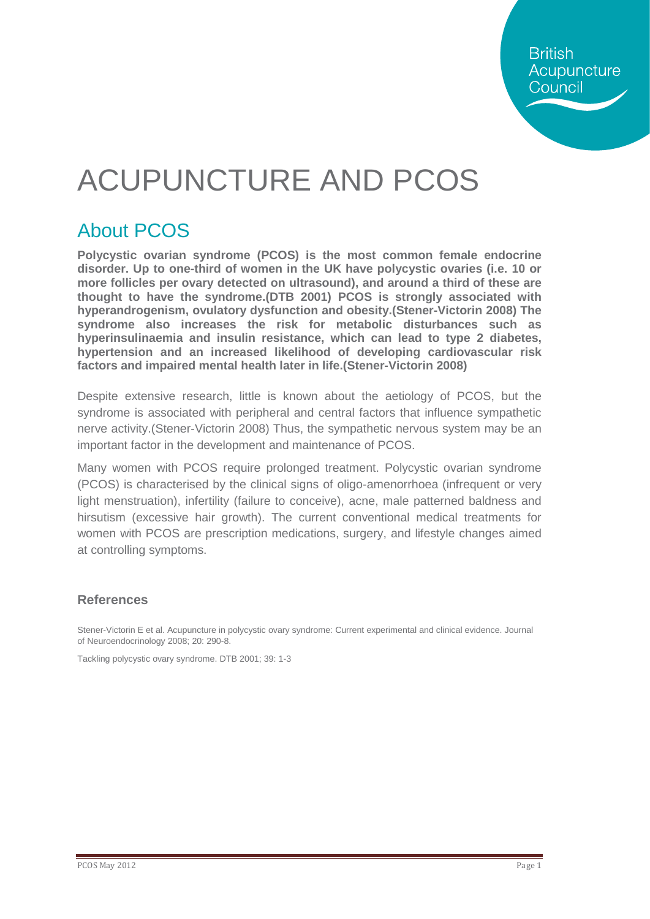British Acupuncture Council

# ACUPUNCTURE AND PCOS

## About PCOS

**Polycystic ovarian syndrome (PCOS) is the most common female endocrine disorder. Up to one-third of women in the UK have polycystic ovaries (i.e. 10 or more follicles per ovary detected on ultrasound), and around a third of these are thought to have the syndrome.(DTB 2001) PCOS is strongly associated with hyperandrogenism, ovulatory dysfunction and obesity.(Stener-Victorin 2008) The syndrome also increases the risk for metabolic disturbances such as hyperinsulinaemia and insulin resistance, which can lead to type 2 diabetes, hypertension and an increased likelihood of developing cardiovascular risk factors and impaired mental health later in life.(Stener-Victorin 2008)**

Despite extensive research, little is known about the aetiology of PCOS, but the syndrome is associated with peripheral and central factors that influence sympathetic nerve activity.(Stener-Victorin 2008) Thus, the sympathetic nervous system may be an important factor in the development and maintenance of PCOS.

Many women with PCOS require prolonged treatment. Polycystic ovarian syndrome (PCOS) is characterised by the clinical signs of oligo-amenorrhoea (infrequent or very light menstruation), infertility (failure to conceive), acne, male patterned baldness and hirsutism (excessive hair growth). The current conventional medical treatments for women with PCOS are prescription medications, surgery, and lifestyle changes aimed at controlling symptoms.

### References

Stener-Victorin E et al. Acupuncture in polycystic ovary syndrome: Current experimental and clinical evidence. Journal of Neuroendocrinology 2008; 20: 290-8.

Tackling polycystic ovary syndrome. DTB 2001; 39: 1-3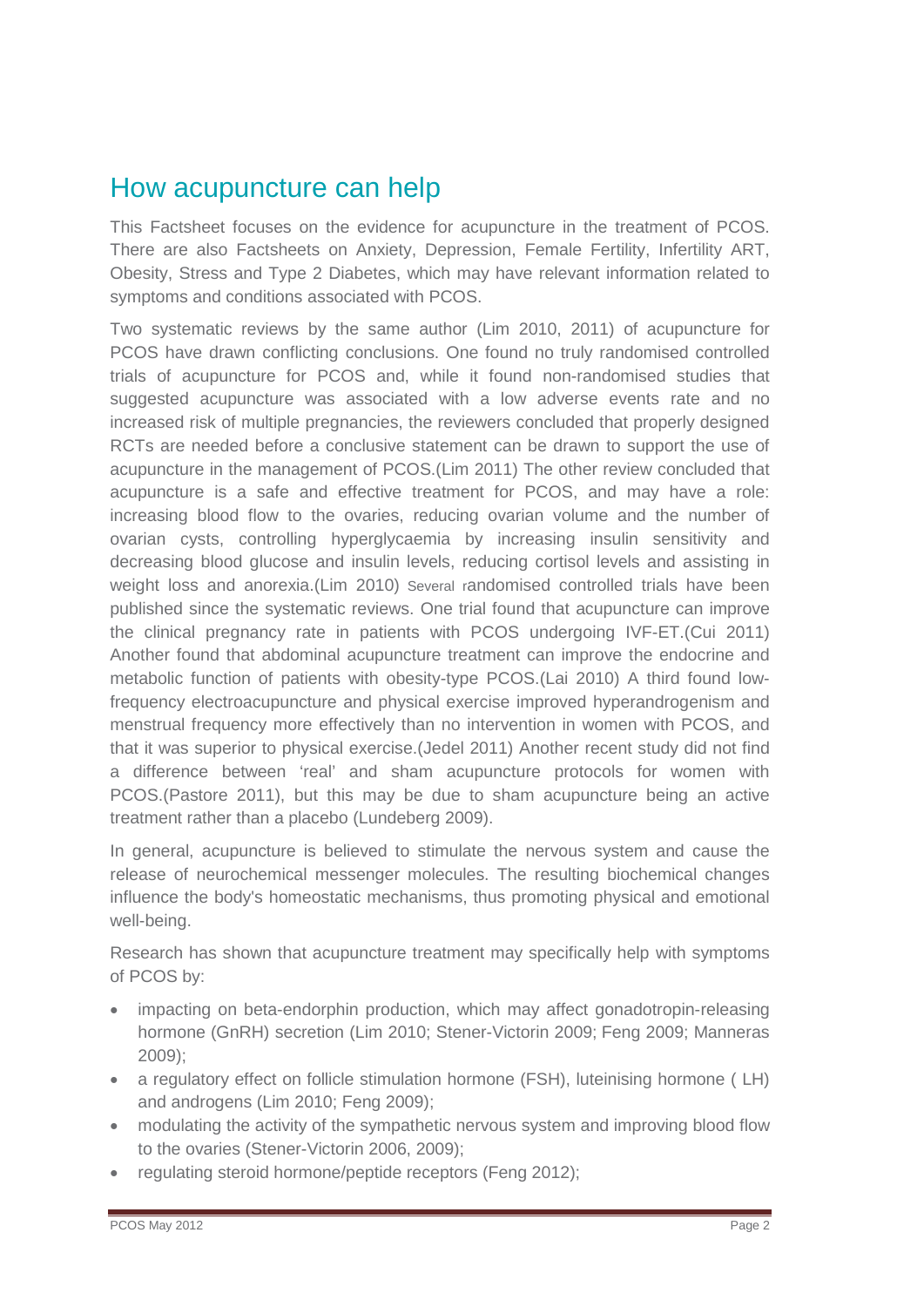## How acupuncture can help

This Factsheet focuses on the evidence for acupuncture in the treatment of PCOS. There are also Factsheets on Anxiety, Depression, Female Fertility, Infertility ART, Obesity, Stress and Type 2 Diabetes, which may have relevant information related to symptoms and conditions associated with PCOS.

Two systematic reviews by the same author (Lim 2010, 2011) of acupuncture for PCOS have drawn conflicting conclusions. One found no truly randomised controlled trials of acupuncture for PCOS and, while it found non-randomised studies that suggested acupuncture was associated with a low adverse events rate and no increased risk of multiple pregnancies, the reviewers concluded that properly designed RCTs are needed before a conclusive statement can be drawn to support the use of acupuncture in the management of PCOS.(Lim 2011) The other review concluded that acupuncture is a safe and effective treatment for PCOS, and may have a role: increasing blood flow to the ovaries, reducing ovarian volume and the number of ovarian cysts, controlling hyperglycaemia by increasing insulin sensitivity and decreasing blood glucose and insulin levels, reducing cortisol levels and assisting in weight loss and anorexia.(Lim 2010) Several randomised controlled trials have been published since the systematic reviews. One trial found that acupuncture can improve the clinical pregnancy rate in patients with PCOS undergoing IVF-ET.(Cui 2011) Another found that abdominal acupuncture treatment can improve the endocrine and metabolic function of patients with obesity-type PCOS.(Lai 2010) A third found low-frequency electroacupuncture and physical exercise improved hyperandrogenism and menstrual frequency more effectively than no intervention in women with PCOS, and that it was superior to physical exercise.(Jedel 2011) Another recent study did not find a difference between 'real' and sham acupuncture protocols for women with PCOS.(Pastore 2011), but this may be due to sham acupuncture being an active treatment rather than a placebo (Lundeberg 2009).

In general, acupuncture is believed to stimulate the nervous system and cause the release of neurochemical messenger molecules. The resulting biochemical changes influence the body's homeostatic mechanisms, thus promoting physical and emotional well-being.

Research has shown that acupuncture treatment may specifically help with symptoms of PCOS by:

- impacting on beta-endorphin production, which may affect gonadotropin-releasing hormone (GnRH) secretion (Lim 2010; Stener-Victorin 2009; Feng 2009; Manneras 2009);
- a regulatory effect on follicle stimulation hormone (FSH), luteinising hormone ( LH) and androgens (Lim 2010; Feng 2009);
- modulating the activity of the sympathetic nervous system and improving blood flow to the ovaries (Stener-Victorin 2006, 2009);
- regulating steroid hormone/peptide receptors (Feng 2012);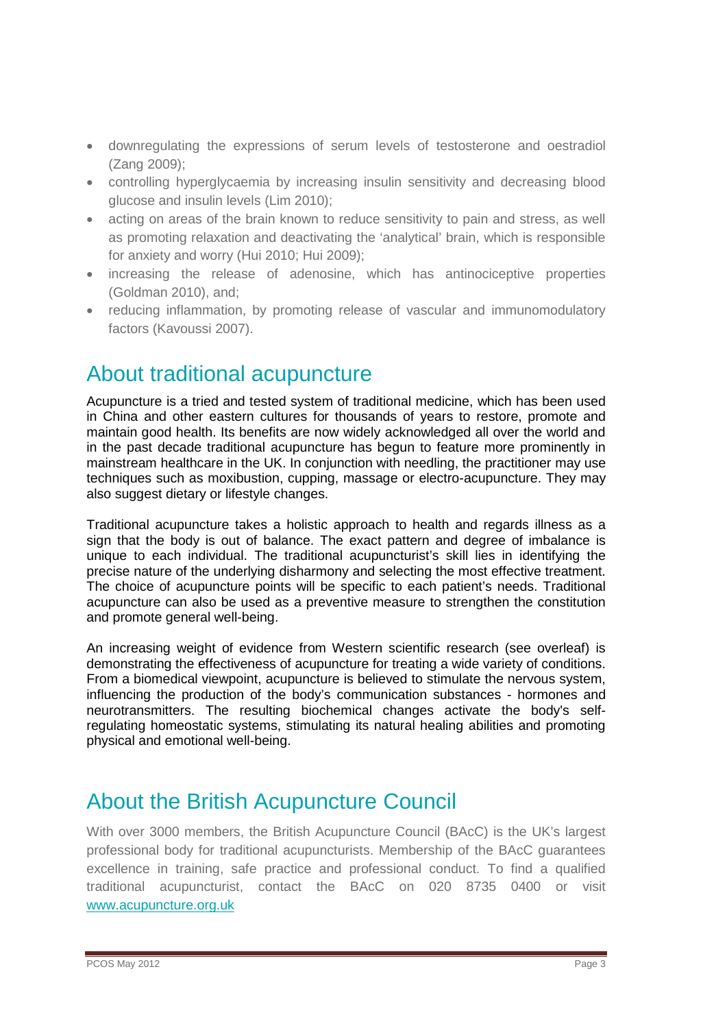- downregulating the expressions of serum levels of testosterone and oestradiol (Zang 2009);
- controlling hyperglycaemia by increasing insulin sensitivity and decreasing blood glucose and insulin levels (Lim 2010);
- acting on areas of the brain known to reduce sensitivity to pain and stress, as well as promoting relaxation and deactivating the 'analytical' brain, which is responsible for anxiety and worry (Hui 2010; Hui 2009);
- increasing the release of adenosine, which has antinociceptive properties (Goldman 2010), and;
- reducing inflammation, by promoting release of vascular and immunomodulatory factors (Kavoussi 2007).

## About traditional acupuncture

Acupuncture is a tried and tested system of traditional medicine, which has been used in China and other eastern cultures for thousands of years to restore, promote and maintain good health. Its benefits are now widely acknowledged all over the world and in the past decade traditional acupuncture has begun to feature more prominently in mainstream healthcare in the UK. In conjunction with needling, the practitioner may use techniques such as moxibustion, cupping, massage or electro-acupuncture. They may also suggest dietary or lifestyle changes.

Traditional acupuncture takes a holistic approach to health and regards illness as a sign that the body is out of balance. The exact pattern and degree of imbalance is unique to each individual. The traditional acupuncturist's skill lies in identifying the precise nature of the underlying disharmony and selecting the most effective treatment. The choice of acupuncture points will be specific to each patient's needs. Traditional acupuncture can also be used as a preventive measure to strengthen the constitution and promote general well-being.

An increasing weight of evidence from Western scientific research (see overleaf) is demonstrating the effectiveness of acupuncture for treating a wide variety of conditions. From a biomedical viewpoint, acupuncture is believed to stimulate the nervous system, influencing the production of the body's communication substances - hormones and neurotransmitters. The resulting biochemical changes activate the body's self-regulating homeostatic systems, stimulating its natural healing abilities and promoting physical and emotional well-being.

## About the British Acupuncture Council

With over 3000 members, the British Acupuncture Council (BAcC) is the UK's largest professional body for traditional acupuncturists. Membership of the BAcC guarantees excellence in training, safe practice and professional conduct. To find a qualified traditional acupuncturist, contact the BAcC on 020 8735 0400 or visit [www.acupuncture.org.uk](http://www.acupuncture.org.uk)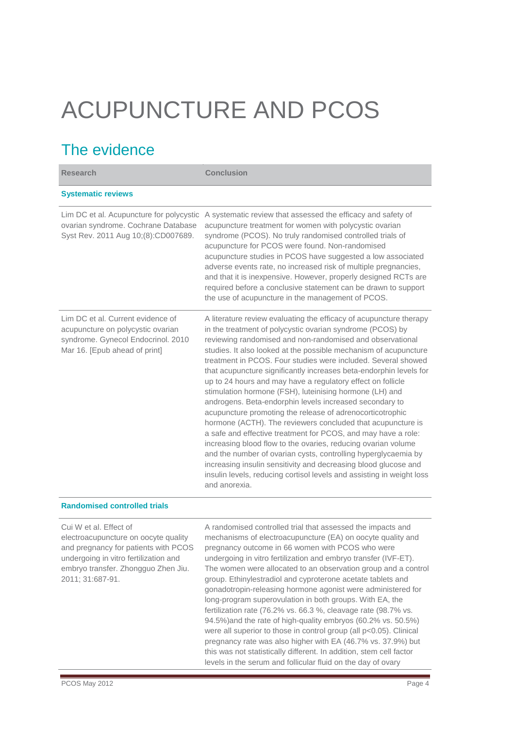# ACUPUNCTURE AND PCOS

## The evidence

| Research | Conclusion |
| --- | --- |
| **Systematic reviews** | |
| Lim DC et al. Acupuncture for polycystic ovarian syndrome. Cochrane Database Syst Rev. 2011 Aug 10;(8):CD007689. | A systematic review that assessed the efficacy and safety of acupuncture treatment for women with polycystic ovarian syndrome (PCOS). No truly randomised controlled trials of acupuncture for PCOS were found. Non-randomised acupuncture studies in PCOS have suggested a low associated adverse events rate, no increased risk of multiple pregnancies, and that it is inexpensive. However, properly designed RCTs are required before a conclusive statement can be drawn to support the use of acupuncture in the management of PCOS. |
| Lim DC et al. Current evidence of acupuncture on polycystic ovarian syndrome. Gynecol Endocrinol. 2010 Mar 16. [Epub ahead of print] | A literature review evaluating the efficacy of acupuncture therapy in the treatment of polycystic ovarian syndrome (PCOS) by reviewing randomised and non-randomised and observational studies. It also looked at the possible mechanism of acupuncture treatment in PCOS. Four studies were included. Several showed that acupuncture significantly increases beta-endorphin levels for up to 24 hours and may have a regulatory effect on follicle stimulation hormone (FSH), luteinising hormone (LH) and androgens. Beta-endorphin levels increased secondary to acupuncture promoting the release of adrenocorticotrophic hormone (ACTH). The reviewers concluded that acupuncture is a safe and effective treatment for PCOS, and may have a role: increasing blood flow to the ovaries, reducing ovarian volume and the number of ovarian cysts, controlling hyperglycaemia by increasing insulin sensitivity and decreasing blood glucose and insulin levels, reducing cortisol levels and assisting in weight loss and anorexia. |
| **Randomised controlled trials** | |
| Cui W et al. Effect of electroacupuncture on oocyte quality and pregnancy for patients with PCOS undergoing in vitro fertilization and embryo transfer. Zhongguo Zhen Jiu. 2011; 31:687-91. | A randomised controlled trial that assessed the impacts and mechanisms of electroacupuncture (EA) on oocyte quality and pregnancy outcome in 66 women with PCOS who were undergoing in vitro fertilization and embryo transfer (IVF-ET). The women were allocated to an observation group and a control group. Ethinylestradiol and cyproterone acetate tablets and gonadotropin-releasing hormone agonist were administered for long-program superovulation in both groups. With EA, the fertilization rate (76.2% vs. 66.3 %, cleavage rate (98.7% vs. 94.5%)and the rate of high-quality embryos (60.2% vs. 50.5%) were all superior to those in control group (all $p<0.05$). Clinical pregnancy rate was also higher with EA (46.7% vs. 37.9%) but this was not statistically different. In addition, stem cell factor levels in the serum and follicular fluid on the day of ovary |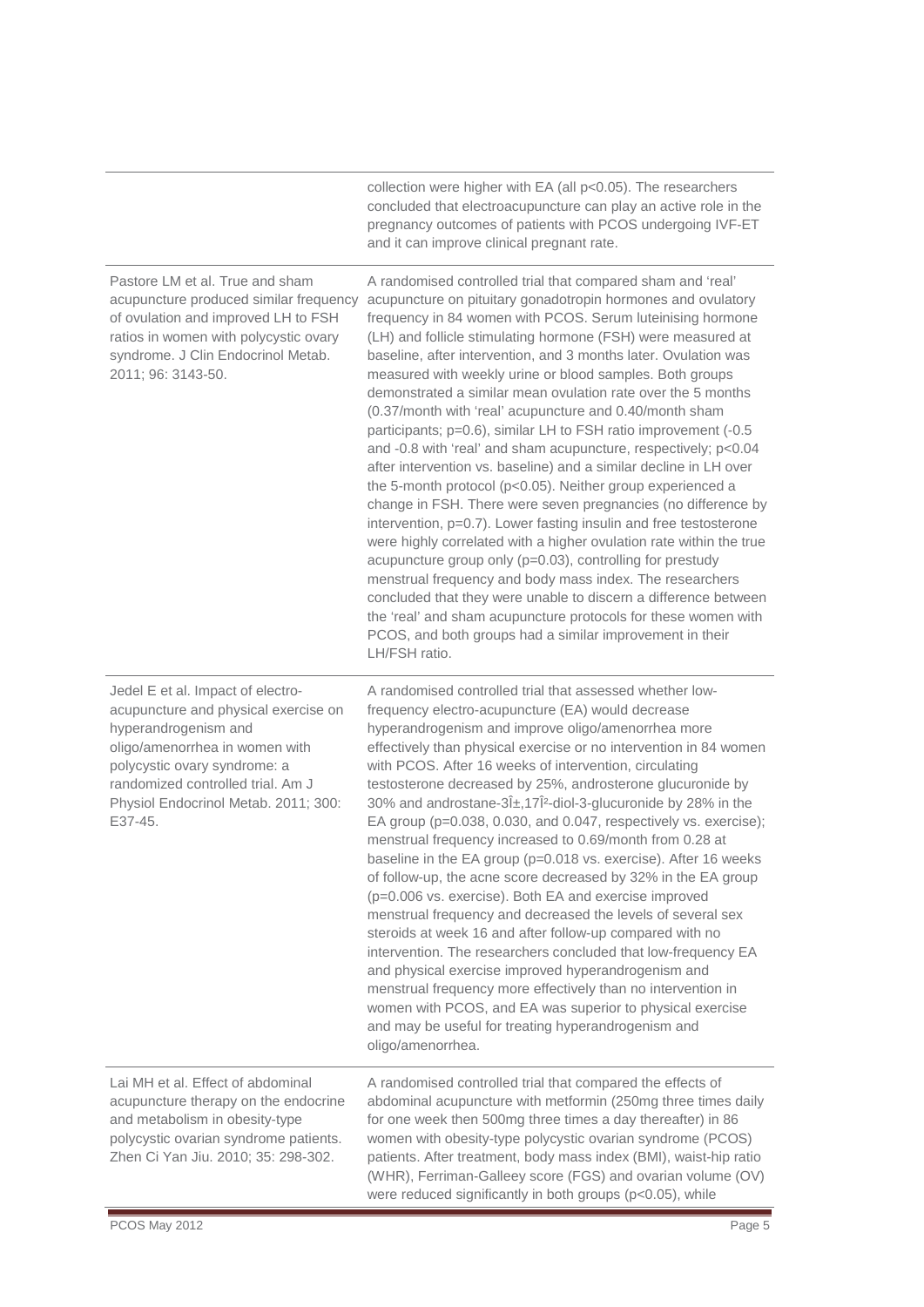| | |
|---|---|
| | collection were higher with EA (all $p<0.05$). The researchers concluded that electroacupuncture can play an active role in the pregnancy outcomes of patients with PCOS undergoing IVF-ET and it can improve clinical pregnant rate. |
| Pastore LM et al. True and sham acupuncture produced similar frequency of ovulation and improved LH to FSH ratios in women with polycystic ovary syndrome. J Clin Endocrinol Metab. 2011; 96: 3143-50. | A randomised controlled trial that compared sham and 'real' acupuncture on pituitary gonadotropin hormones and ovulatory frequency in 84 women with PCOS. Serum luteinising hormone (LH) and follicle stimulating hormone (FSH) were measured at baseline, after intervention, and 3 months later. Ovulation was measured with weekly urine or blood samples. Both groups demonstrated a similar mean ovulation rate over the 5 months (0.37/month with 'real' acupuncture and 0.40/month sham participants; $p=0.6$), similar LH to FSH ratio improvement (-0.5 and -0.8 with 'real' and sham acupuncture, respectively; $p<0.04$ after intervention vs. baseline) and a similar decline in LH over the 5-month protocol ($p<0.05$). Neither group experienced a change in FSH. There were seven pregnancies (no difference by intervention, $p=0.7$). Lower fasting insulin and free testosterone were highly correlated with a higher ovulation rate within the true acupuncture group only ($p=0.03$), controlling for prestudy menstrual frequency and body mass index. The researchers concluded that they were unable to discern a difference between the 'real' and sham acupuncture protocols for these women with PCOS, and both groups had a similar improvement in their LH/FSH ratio. |
| Jedel E et al. Impact of electro-acupuncture and physical exercise on hyperandrogenism and oligo/amenorrhea in women with polycystic ovary syndrome: a randomized controlled trial. Am J Physiol Endocrinol Metab. 2011; 300: E37-45. | A randomised controlled trial that assessed whether low-frequency electro-acupuncture (EA) would decrease hyperandrogenism and improve oligo/amenorrhea more effectively than physical exercise or no intervention in 84 women with PCOS. After 16 weeks of intervention, circulating testosterone decreased by 25%, androsterone glucuronide by 30% and androstane-3Î±,17Î²-diol-3-glucuronide by 28% in the EA group ($p=0.038$, 0.030, and 0.047, respectively vs. exercise); menstrual frequency increased to 0.69/month from 0.28 at baseline in the EA group ($p=0.018$ vs. exercise). After 16 weeks of follow-up, the acne score decreased by 32% in the EA group ($p=0.006$ vs. exercise). Both EA and exercise improved menstrual frequency and decreased the levels of several sex steroids at week 16 and after follow-up compared with no intervention. The researchers concluded that low-frequency EA and physical exercise improved hyperandrogenism and menstrual frequency more effectively than no intervention in women with PCOS, and EA was superior to physical exercise and may be useful for treating hyperandrogenism and oligo/amenorrhea. |
| Lai MH et al. Effect of abdominal acupuncture therapy on the endocrine and metabolism in obesity-type polycystic ovarian syndrome patients. Zhen Ci Yan Jiu. 2010; 35: 298-302. | A randomised controlled trial that compared the effects of abdominal acupuncture with metformin (250mg three times daily for one week then 500mg three times a day thereafter) in 86 women with obesity-type polycystic ovarian syndrome (PCOS) patients. After treatment, body mass index (BMI), waist-hip ratio (WHR), Ferriman-Galleey score (FGS) and ovarian volume (OV) were reduced significantly in both groups ($p<0.05$), while |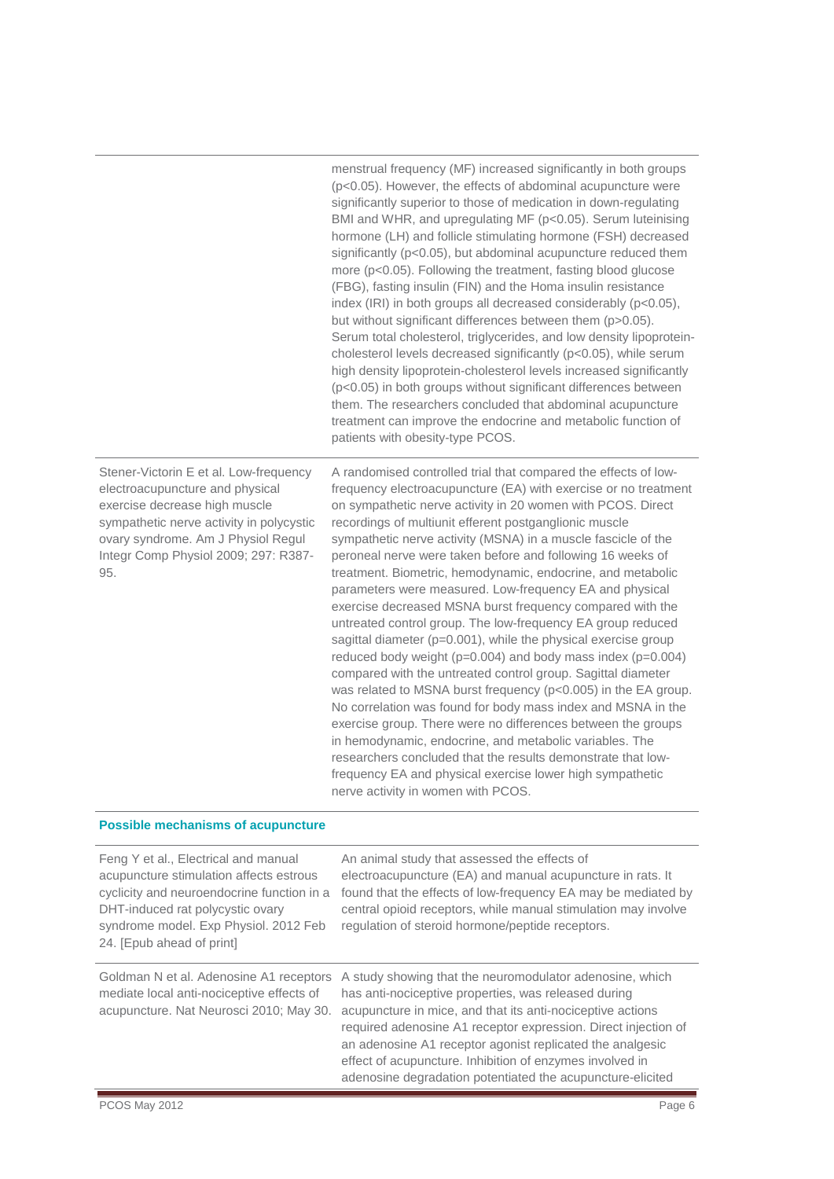| | |
|---|---|
| | menstrual frequency (MF) increased significantly in both groups ($p<0.05$). However, the effects of abdominal acupuncture were significantly superior to those of medication in down-regulating BMI and WHR, and upregulating MF ($p<0.05$). Serum luteinising hormone (LH) and follicle stimulating hormone (FSH) decreased significantly ($p<0.05$), but abdominal acupuncture reduced them more ($p<0.05$). Following the treatment, fasting blood glucose (FBG), fasting insulin (FIN) and the Homa insulin resistance index (IRI) in both groups all decreased considerably ($p<0.05$), but without significant differences between them ($p>0.05$). Serum total cholesterol, triglycerides, and low density lipoprotein-cholesterol levels decreased significantly ($p<0.05$), while serum high density lipoprotein-cholesterol levels increased significantly ($p<0.05$) in both groups without significant differences between them. The researchers concluded that abdominal acupuncture treatment can improve the endocrine and metabolic function of patients with obesity-type PCOS. |
| Stener-Victorin E et al. Low-frequency electroacupuncture and physical exercise decrease high muscle sympathetic nerve activity in polycystic ovary syndrome. Am J Physiol Regul Integr Comp Physiol 2009; 297: R387-95. | A randomised controlled trial that compared the effects of low-frequency electroacupuncture (EA) with exercise or no treatment on sympathetic nerve activity in 20 women with PCOS. Direct recordings of multiunit efferent postganglionic muscle sympathetic nerve activity (MSNA) in a muscle fascicle of the peroneal nerve were taken before and following 16 weeks of treatment. Biometric, hemodynamic, endocrine, and metabolic parameters were measured. Low-frequency EA and physical exercise decreased MSNA burst frequency compared with the untreated control group. The low-frequency EA group reduced sagittal diameter ($p=0.001$), while the physical exercise group reduced body weight ($p=0.004$) and body mass index ($p=0.004$) compared with the untreated control group. Sagittal diameter was related to MSNA burst frequency ($p<0.005$) in the EA group. No correlation was found for body mass index and MSNA in the exercise group. There were no differences between the groups in hemodynamic, endocrine, and metabolic variables. The researchers concluded that the results demonstrate that low-frequency EA and physical exercise lower high sympathetic nerve activity in women with PCOS. |

**Possible mechanisms of acupuncture**

| | |
|---|---|
| Feng Y et al., Electrical and manual acupuncture stimulation affects estrous cyclicity and neuroendocrine function in a DHT-induced rat polycystic ovary syndrome model. Exp Physiol. 2012 Feb 24. [Epub ahead of print] | An animal study that assessed the effects of electroacupuncture (EA) and manual acupuncture in rats. It found that the effects of low-frequency EA may be mediated by central opioid receptors, while manual stimulation may involve regulation of steroid hormone/peptide receptors. |
| Goldman N et al. Adenosine A1 receptors mediate local anti-nociceptive effects of acupuncture. Nat Neurosci 2010; May 30. | A study showing that the neuromodulator adenosine, which has anti-nociceptive properties, was released during acupuncture in mice, and that its anti-nociceptive actions required adenosine A1 receptor expression. Direct injection of an adenosine A1 receptor agonist replicated the analgesic effect of acupuncture. Inhibition of enzymes involved in adenosine degradation potentiated the acupuncture-elicited |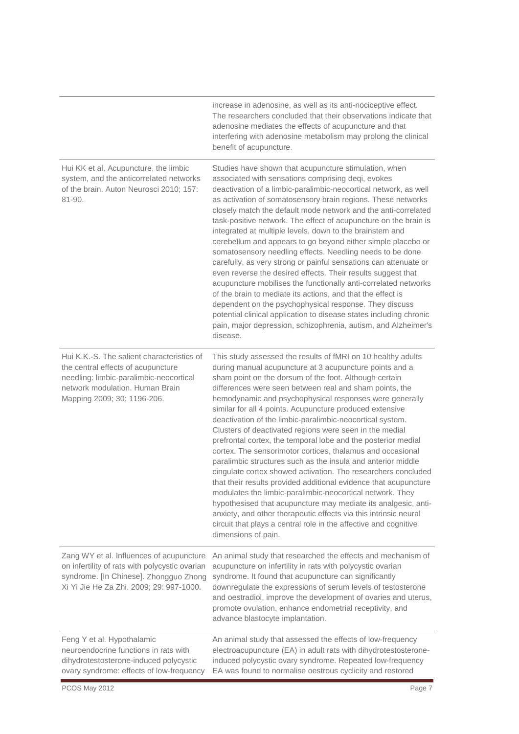| | |
|---|---|
| | increase in adenosine, as well as its anti-nociceptive effect. The researchers concluded that their observations indicate that adenosine mediates the effects of acupuncture and that interfering with adenosine metabolism may prolong the clinical benefit of acupuncture. |
| Hui KK et al. Acupuncture, the limbic system, and the anticorrelated networks of the brain. Auton Neurosci 2010; 157: 81-90. | Studies have shown that acupuncture stimulation, when associated with sensations comprising deqi, evokes deactivation of a limbic-paralimbic-neocortical network, as well as activation of somatosensory brain regions. These networks closely match the default mode network and the anti-correlated task-positive network. The effect of acupuncture on the brain is integrated at multiple levels, down to the brainstem and cerebellum and appears to go beyond either simple placebo or somatosensory needling effects. Needling needs to be done carefully, as very strong or painful sensations can attenuate or even reverse the desired effects. Their results suggest that acupuncture mobilises the functionally anti-correlated networks of the brain to mediate its actions, and that the effect is dependent on the psychophysical response. They discuss potential clinical application to disease states including chronic pain, major depression, schizophrenia, autism, and Alzheimer's disease. |
| Hui K.K.-S. The salient characteristics of the central effects of acupuncture needling: limbic-paralimbic-neocortical network modulation. Human Brain Mapping 2009; 30: 1196-206. | This study assessed the results of fMRI on 10 healthy adults during manual acupuncture at 3 acupuncture points and a sham point on the dorsum of the foot. Although certain differences were seen between real and sham points, the hemodynamic and psychophysical responses were generally similar for all 4 points. Acupuncture produced extensive deactivation of the limbic-paralimbic-neocortical system. Clusters of deactivated regions were seen in the medial prefrontal cortex, the temporal lobe and the posterior medial cortex. The sensorimotor cortices, thalamus and occasional paralimbic structures such as the insula and anterior middle cingulate cortex showed activation. The researchers concluded that their results provided additional evidence that acupuncture modulates the limbic-paralimbic-neocortical network. They hypothesised that acupuncture may mediate its analgesic, anti-anxiety, and other therapeutic effects via this intrinsic neural circuit that plays a central role in the affective and cognitive dimensions of pain. |
| Zang WY et al. Influences of acupuncture on infertility of rats with polycystic ovarian syndrome. [In Chinese]. Zhongguo Zhong Xi Yi Jie He Za Zhi. 2009; 29: 997-1000. | An animal study that researched the effects and mechanism of acupuncture on infertility in rats with polycystic ovarian syndrome. It found that acupuncture can significantly downregulate the expressions of serum levels of testosterone and oestradiol, improve the development of ovaries and uterus, promote ovulation, enhance endometrial receptivity, and advance blastocyte implantation. |
| Feng Y et al. Hypothalamic neuroendocrine functions in rats with dihydrotestosterone-induced polycystic ovary syndrome: effects of low-frequency | An animal study that assessed the effects of low-frequency electroacupuncture (EA) in adult rats with dihydrotestosterone-induced polycystic ovary syndrome. Repeated low-frequency EA was found to normalise oestrous cyclicity and restored |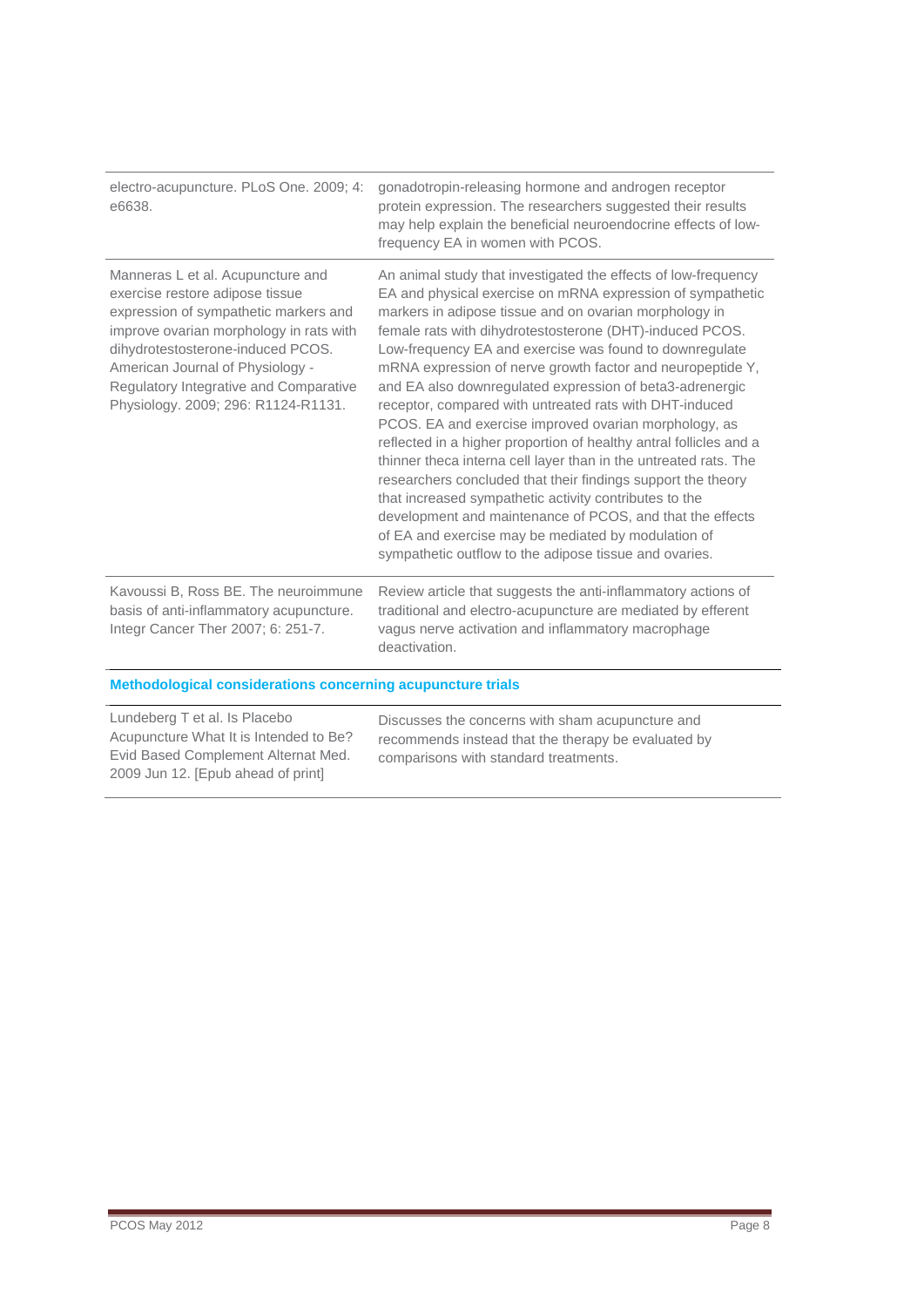| | |
|---|---|
| electro-acupuncture. PLoS One. 2009; 4: e6638. | gonadotropin-releasing hormone and androgen receptor protein expression. The researchers suggested their results may help explain the beneficial neuroendocrine effects of low-frequency EA in women with PCOS. |
| Manneras L et al. Acupuncture and exercise restore adipose tissue expression of sympathetic markers and improve ovarian morphology in rats with dihydrotestosterone-induced PCOS. American Journal of Physiology - Regulatory Integrative and Comparative Physiology. 2009; 296: R1124-R1131. | An animal study that investigated the effects of low-frequency EA and physical exercise on mRNA expression of sympathetic markers in adipose tissue and on ovarian morphology in female rats with dihydrotestosterone (DHT)-induced PCOS. Low-frequency EA and exercise was found to downregulate mRNA expression of nerve growth factor and neuropeptide Y, and EA also downregulated expression of beta3-adrenergic receptor, compared with untreated rats with DHT-induced PCOS. EA and exercise improved ovarian morphology, as reflected in a higher proportion of healthy antral follicles and a thinner theca interna cell layer than in the untreated rats. The researchers concluded that their findings support the theory that increased sympathetic activity contributes to the development and maintenance of PCOS, and that the effects of EA and exercise may be mediated by modulation of sympathetic outflow to the adipose tissue and ovaries. |
| Kavoussi B, Ross BE. The neuroimmune basis of anti-inflammatory acupuncture. Integr Cancer Ther 2007; 6: 251-7. | Review article that suggests the anti-inflammatory actions of traditional and electro-acupuncture are mediated by efferent vagus nerve activation and inflammatory macrophage deactivation. |

**Methodological considerations concerning acupuncture trials**

| | |
|---|---|
| Lundeberg T et al. Is Placebo Acupuncture What It is Intended to Be? Evid Based Complement Alternat Med. 2009 Jun 12. [Epub ahead of print] | Discusses the concerns with sham acupuncture and recommends instead that the therapy be evaluated by comparisons with standard treatments. |